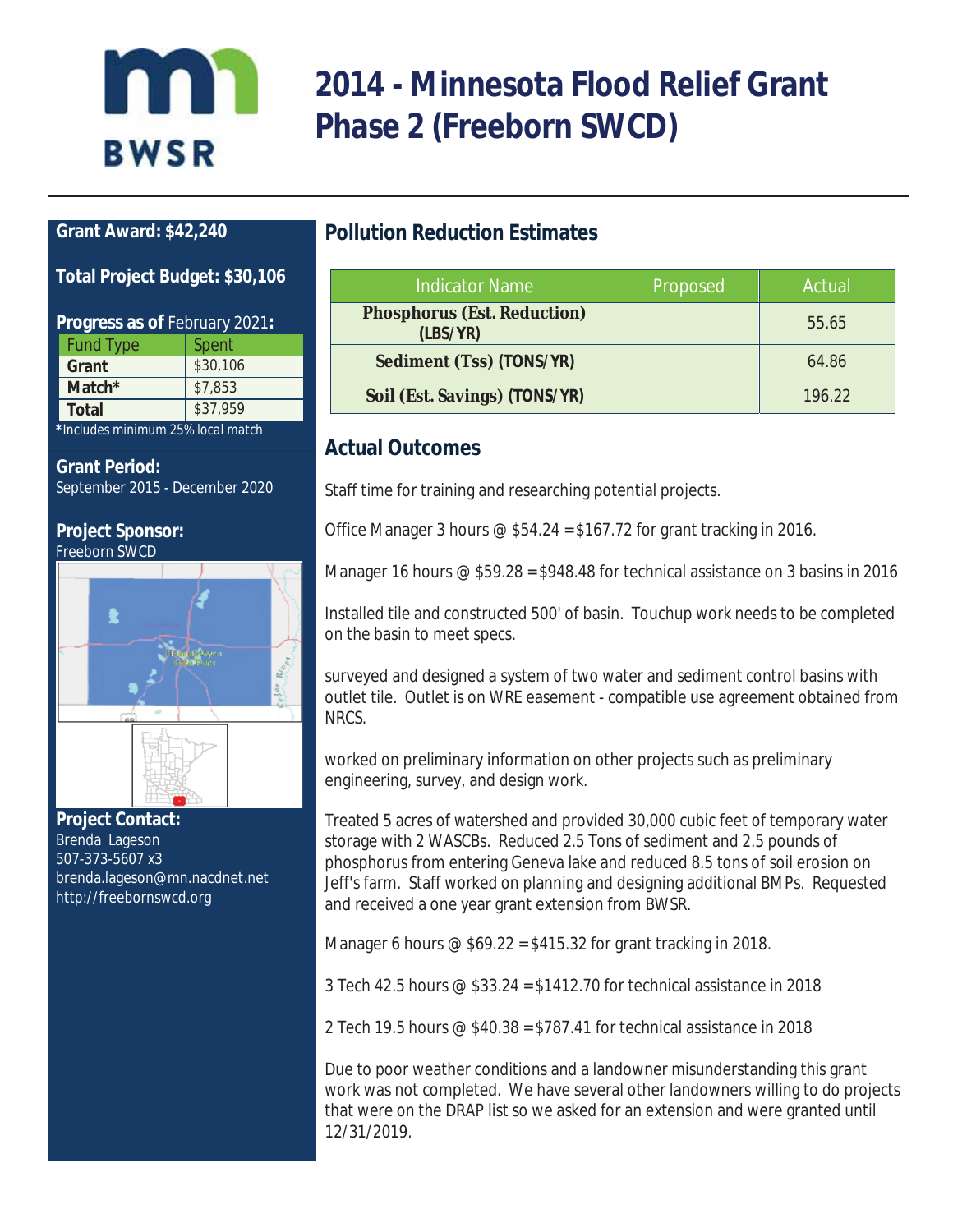# 2014 - Minnesota Flood Relief Grant Phase 2 (Freeborn SWCD)

**Grant Award: $42,240**

**Total Project Budget: $30,106**

**Progress as of** February 2021**:**

| Fund Type | Spent |
|---|---|
| **Grant** | $30,106 |
| **Match*** | $7,853 |
| **Total** | $37,959 |

*Includes minimum 25% local match

**Grant Period:**
September 2015 - December 2020

**Project Sponsor:**
Freeborn SWCD

**Project Contact:**
Brenda Lageson
507-373-5607 x3
brenda.lageson@mn.nacdnet.net
http://freebornswcd.org

## Pollution Reduction Estimates

| Indicator Name | Proposed | Actual |
|---|---|---|
| **Phosphorus (Est. Reduction) (LBS/YR)** | | 55.65 |
| **Sediment (Tss) (TONS/YR)** | | 64.86 |
| **Soil (Est. Savings) (TONS/YR)** | | 196.22 |

## Actual Outcomes

Staff time for training and researching potential projects.

Office Manager 3 hours @ $54.24 =$167.72 for grant tracking in 2016.

Manager 16 hours @ $59.28 =$948.48 for technical assistance on 3 basins in 2016

Installed tile and constructed 500' of basin. Touchup work needs to be completed on the basin to meet specs.

surveyed and designed a system of two water and sediment control basins with outlet tile. Outlet is on WRE easement - compatible use agreement obtained from NRCS.

worked on preliminary information on other projects such as preliminary engineering, survey, and design work.

Treated 5 acres of watershed and provided 30,000 cubic feet of temporary water storage with 2 WASCBs. Reduced 2.5 Tons of sediment and 2.5 pounds of phosphorus from entering Geneva lake and reduced 8.5 tons of soil erosion on Jeff's farm. Staff worked on planning and designing additional BMPs. Requested and received a one year grant extension from BWSR.

Manager 6 hours @ $69.22 =$415.32 for grant tracking in 2018.

3 Tech 42.5 hours @ $33.24 =$1412.70 for technical assistance in 2018

2 Tech 19.5 hours @ $40.38 =$787.41 for technical assistance in 2018

Due to poor weather conditions and a landowner misunderstanding this grant work was not completed. We have several other landowners willing to do projects that were on the DRAP list so we asked for an extension and were granted until 12/31/2019.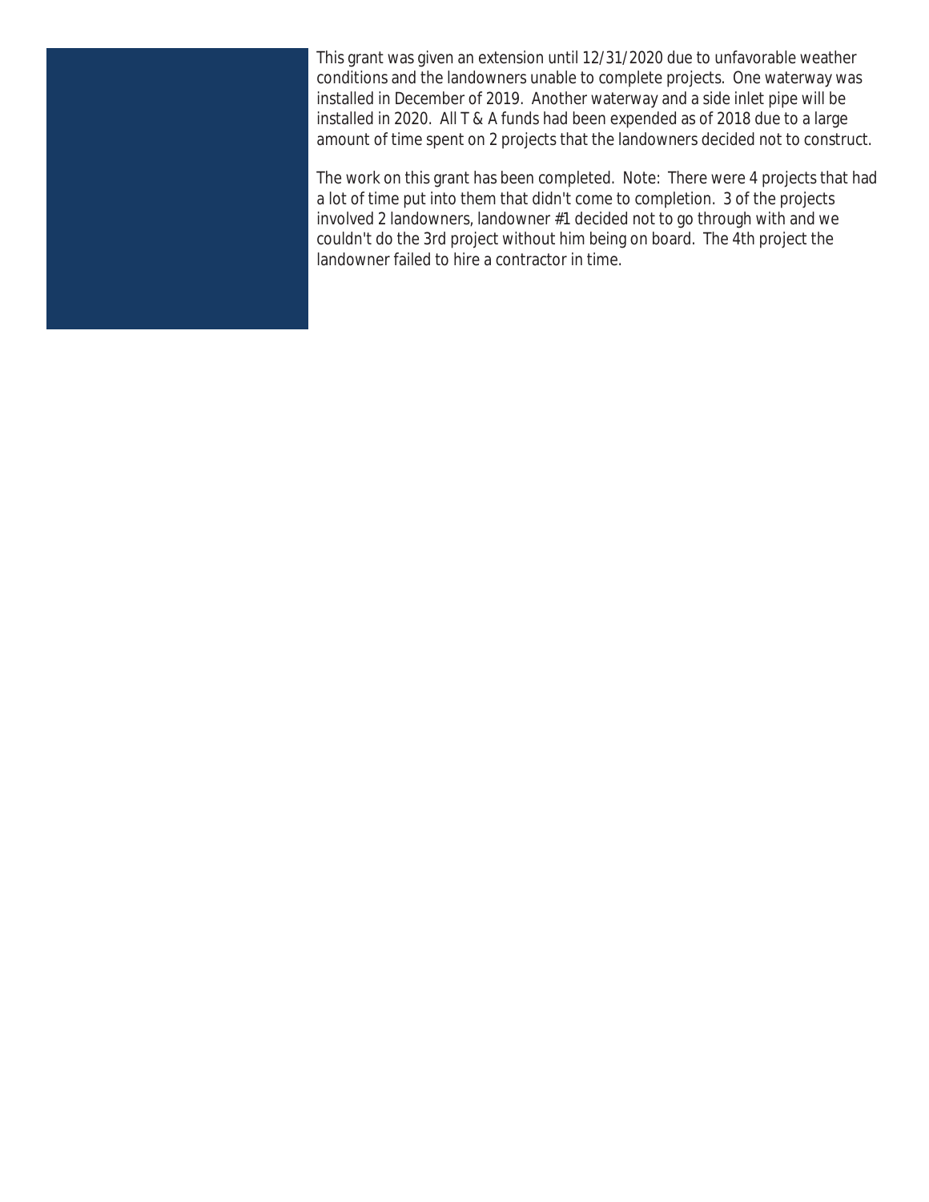This grant was given an extension until 12/31/2020 due to unfavorable weather conditions and the landowners unable to complete projects. One waterway was installed in December of 2019. Another waterway and a side inlet pipe will be installed in 2020. All T & A funds had been expended as of 2018 due to a large amount of time spent on 2 projects that the landowners decided not to construct.

The work on this grant has been completed. Note: There were 4 projects that had a lot of time put into them that didn't come to completion. 3 of the projects involved 2 landowners, landowner #1 decided not to go through with and we couldn't do the 3rd project without him being on board. The 4th project the landowner failed to hire a contractor in time.